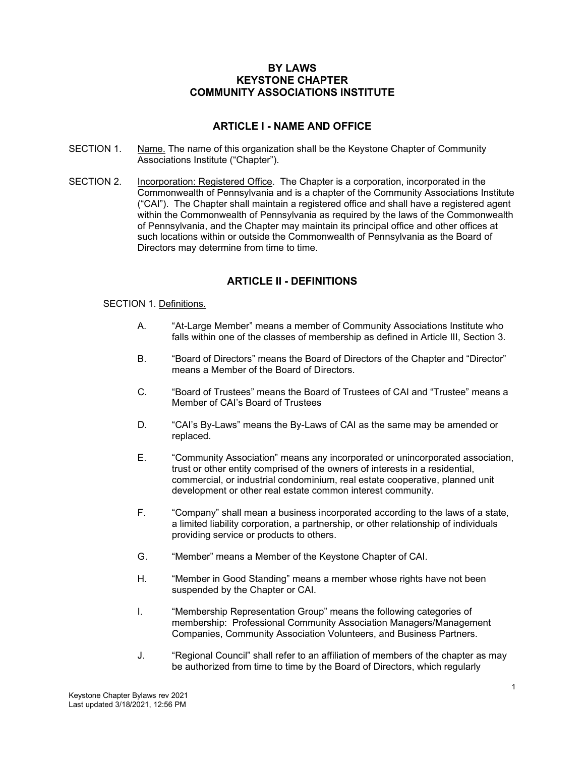# BY LAWS
# KEYSTONE CHAPTER
# COMMUNITY ASSOCIATIONS INSTITUTE

## ARTICLE I - NAME AND OFFICE

SECTION 1. Name. The name of this organization shall be the Keystone Chapter of Community Associations Institute ("Chapter").

SECTION 2. Incorporation: Registered Office. The Chapter is a corporation, incorporated in the Commonwealth of Pennsylvania and is a chapter of the Community Associations Institute ("CAI"). The Chapter shall maintain a registered office and shall have a registered agent within the Commonwealth of Pennsylvania as required by the laws of the Commonwealth of Pennsylvania, and the Chapter may maintain its principal office and other offices at such locations within or outside the Commonwealth of Pennsylvania as the Board of Directors may determine from time to time.

## ARTICLE II - DEFINITIONS

SECTION 1. Definitions.

A. "At-Large Member" means a member of Community Associations Institute who falls within one of the classes of membership as defined in Article III, Section 3.

B. "Board of Directors" means the Board of Directors of the Chapter and "Director" means a Member of the Board of Directors.

C. "Board of Trustees" means the Board of Trustees of CAI and "Trustee" means a Member of CAI's Board of Trustees

D. "CAI's By-Laws" means the By-Laws of CAI as the same may be amended or replaced.

E. "Community Association" means any incorporated or unincorporated association, trust or other entity comprised of the owners of interests in a residential, commercial, or industrial condominium, real estate cooperative, planned unit development or other real estate common interest community.

F. "Company" shall mean a business incorporated according to the laws of a state, a limited liability corporation, a partnership, or other relationship of individuals providing service or products to others.

G. "Member" means a Member of the Keystone Chapter of CAI.

H. "Member in Good Standing" means a member whose rights have not been suspended by the Chapter or CAI.

I. "Membership Representation Group" means the following categories of membership: Professional Community Association Managers/Management Companies, Community Association Volunteers, and Business Partners.

J. "Regional Council" shall refer to an affiliation of members of the chapter as may be authorized from time to time by the Board of Directors, which regularly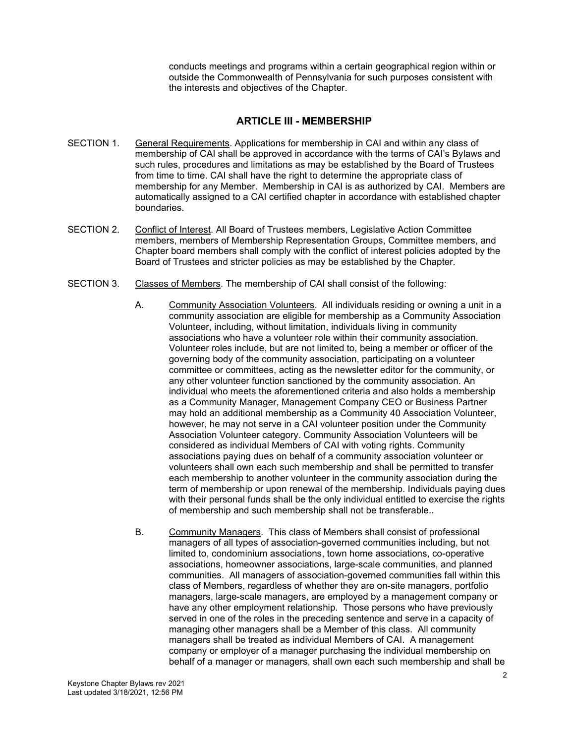conducts meetings and programs within a certain geographical region within or outside the Commonwealth of Pennsylvania for such purposes consistent with the interests and objectives of the Chapter.

## ARTICLE III - MEMBERSHIP

SECTION 1. General Requirements. Applications for membership in CAI and within any class of membership of CAI shall be approved in accordance with the terms of CAI's Bylaws and such rules, procedures and limitations as may be established by the Board of Trustees from time to time. CAI shall have the right to determine the appropriate class of membership for any Member. Membership in CAI is as authorized by CAI. Members are automatically assigned to a CAI certified chapter in accordance with established chapter boundaries.

SECTION 2. Conflict of Interest. All Board of Trustees members, Legislative Action Committee members, members of Membership Representation Groups, Committee members, and Chapter board members shall comply with the conflict of interest policies adopted by the Board of Trustees and stricter policies as may be established by the Chapter.

SECTION 3. Classes of Members. The membership of CAI shall consist of the following:

A. Community Association Volunteers. All individuals residing or owning a unit in a community association are eligible for membership as a Community Association Volunteer, including, without limitation, individuals living in community associations who have a volunteer role within their community association. Volunteer roles include, but are not limited to, being a member or officer of the governing body of the community association, participating on a volunteer committee or committees, acting as the newsletter editor for the community, or any other volunteer function sanctioned by the community association. An individual who meets the aforementioned criteria and also holds a membership as a Community Manager, Management Company CEO or Business Partner may hold an additional membership as a Community 40 Association Volunteer, however, he may not serve in a CAI volunteer position under the Community Association Volunteer category. Community Association Volunteers will be considered as individual Members of CAI with voting rights. Community associations paying dues on behalf of a community association volunteer or volunteers shall own each such membership and shall be permitted to transfer each membership to another volunteer in the community association during the term of membership or upon renewal of the membership. Individuals paying dues with their personal funds shall be the only individual entitled to exercise the rights of membership and such membership shall not be transferable..

B. Community Managers. This class of Members shall consist of professional managers of all types of association-governed communities including, but not limited to, condominium associations, town home associations, co-operative associations, homeowner associations, large-scale communities, and planned communities. All managers of association-governed communities fall within this class of Members, regardless of whether they are on-site managers, portfolio managers, large-scale managers, are employed by a management company or have any other employment relationship. Those persons who have previously served in one of the roles in the preceding sentence and serve in a capacity of managing other managers shall be a Member of this class. All community managers shall be treated as individual Members of CAI. A management company or employer of a manager purchasing the individual membership on behalf of a manager or managers, shall own each such membership and shall be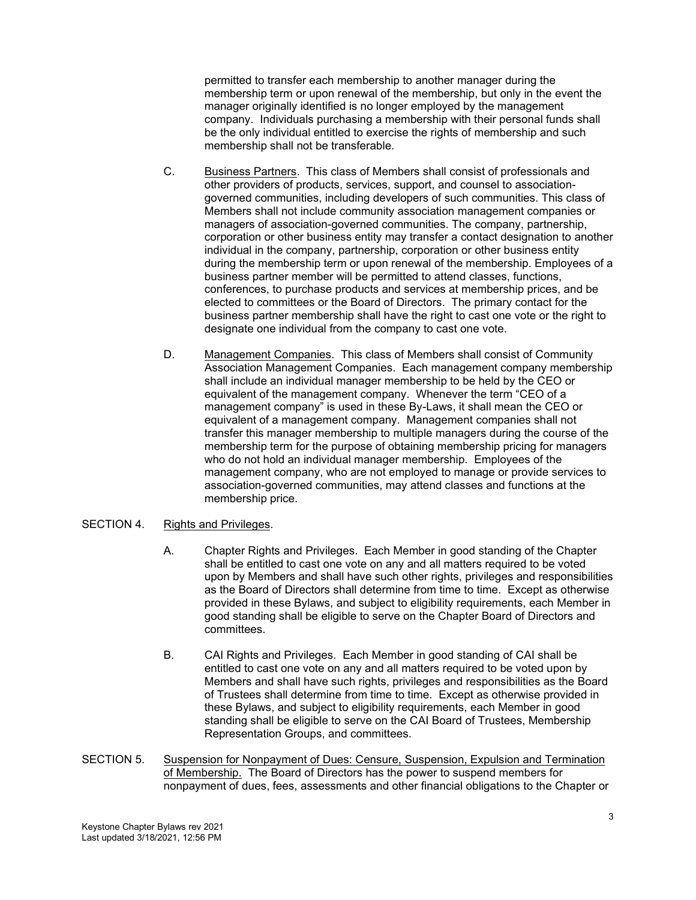permitted to transfer each membership to another manager during the membership term or upon renewal of the membership, but only in the event the manager originally identified is no longer employed by the management company. Individuals purchasing a membership with their personal funds shall be the only individual entitled to exercise the rights of membership and such membership shall not be transferable.

C. Business Partners. This class of Members shall consist of professionals and other providers of products, services, support, and counsel to association-governed communities, including developers of such communities. This class of Members shall not include community association management companies or managers of association-governed communities. The company, partnership, corporation or other business entity may transfer a contact designation to another individual in the company, partnership, corporation or other business entity during the membership term or upon renewal of the membership. Employees of a business partner member will be permitted to attend classes, functions, conferences, to purchase products and services at membership prices, and be elected to committees or the Board of Directors. The primary contact for the business partner membership shall have the right to cast one vote or the right to designate one individual from the company to cast one vote.

D. Management Companies. This class of Members shall consist of Community Association Management Companies. Each management company membership shall include an individual manager membership to be held by the CEO or equivalent of the management company. Whenever the term "CEO of a management company" is used in these By-Laws, it shall mean the CEO or equivalent of a management company. Management companies shall not transfer this manager membership to multiple managers during the course of the membership term for the purpose of obtaining membership pricing for managers who do not hold an individual manager membership. Employees of the management company, who are not employed to manage or provide services to association-governed communities, may attend classes and functions at the membership price.

SECTION 4. Rights and Privileges.

A. Chapter Rights and Privileges. Each Member in good standing of the Chapter shall be entitled to cast one vote on any and all matters required to be voted upon by Members and shall have such other rights, privileges and responsibilities as the Board of Directors shall determine from time to time. Except as otherwise provided in these Bylaws, and subject to eligibility requirements, each Member in good standing shall be eligible to serve on the Chapter Board of Directors and committees.

B. CAI Rights and Privileges. Each Member in good standing of CAI shall be entitled to cast one vote on any and all matters required to be voted upon by Members and shall have such rights, privileges and responsibilities as the Board of Trustees shall determine from time to time. Except as otherwise provided in these Bylaws, and subject to eligibility requirements, each Member in good standing shall be eligible to serve on the CAI Board of Trustees, Membership Representation Groups, and committees.

SECTION 5. Suspension for Nonpayment of Dues: Censure, Suspension, Expulsion and Termination of Membership. The Board of Directors has the power to suspend members for nonpayment of dues, fees, assessments and other financial obligations to the Chapter or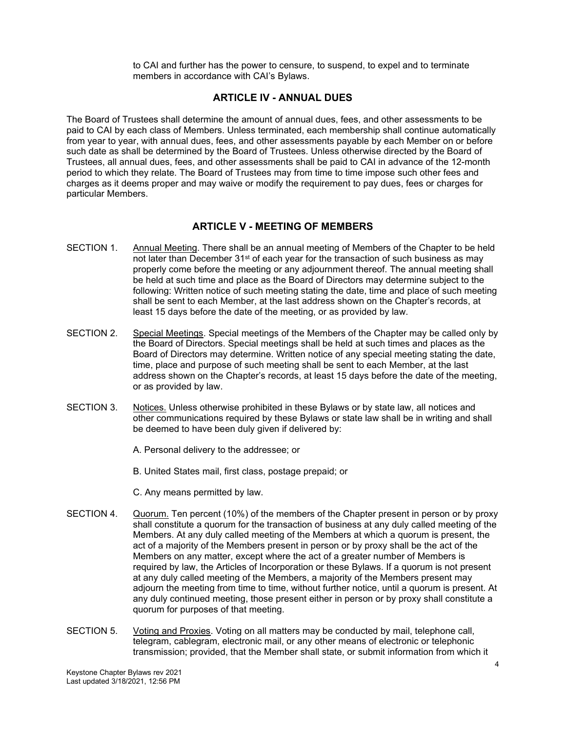to CAI and further has the power to censure, to suspend, to expel and to terminate members in accordance with CAI's Bylaws.

## ARTICLE IV - ANNUAL DUES

The Board of Trustees shall determine the amount of annual dues, fees, and other assessments to be paid to CAI by each class of Members. Unless terminated, each membership shall continue automatically from year to year, with annual dues, fees, and other assessments payable by each Member on or before such date as shall be determined by the Board of Trustees. Unless otherwise directed by the Board of Trustees, all annual dues, fees, and other assessments shall be paid to CAI in advance of the 12-month period to which they relate. The Board of Trustees may from time to time impose such other fees and charges as it deems proper and may waive or modify the requirement to pay dues, fees or charges for particular Members.

## ARTICLE V - MEETING OF MEMBERS

SECTION 1. Annual Meeting. There shall be an annual meeting of Members of the Chapter to be held not later than December 31st of each year for the transaction of such business as may properly come before the meeting or any adjournment thereof. The annual meeting shall be held at such time and place as the Board of Directors may determine subject to the following: Written notice of such meeting stating the date, time and place of such meeting shall be sent to each Member, at the last address shown on the Chapter's records, at least 15 days before the date of the meeting, or as provided by law.

SECTION 2. Special Meetings. Special meetings of the Members of the Chapter may be called only by the Board of Directors. Special meetings shall be held at such times and places as the Board of Directors may determine. Written notice of any special meeting stating the date, time, place and purpose of such meeting shall be sent to each Member, at the last address shown on the Chapter's records, at least 15 days before the date of the meeting, or as provided by law.

SECTION 3. Notices. Unless otherwise prohibited in these Bylaws or by state law, all notices and other communications required by these Bylaws or state law shall be in writing and shall be deemed to have been duly given if delivered by:

A. Personal delivery to the addressee; or

B. United States mail, first class, postage prepaid; or

C. Any means permitted by law.

SECTION 4. Quorum. Ten percent (10%) of the members of the Chapter present in person or by proxy shall constitute a quorum for the transaction of business at any duly called meeting of the Members. At any duly called meeting of the Members at which a quorum is present, the act of a majority of the Members present in person or by proxy shall be the act of the Members on any matter, except where the act of a greater number of Members is required by law, the Articles of Incorporation or these Bylaws. If a quorum is not present at any duly called meeting of the Members, a majority of the Members present may adjourn the meeting from time to time, without further notice, until a quorum is present. At any duly continued meeting, those present either in person or by proxy shall constitute a quorum for purposes of that meeting.

SECTION 5. Voting and Proxies. Voting on all matters may be conducted by mail, telephone call, telegram, cablegram, electronic mail, or any other means of electronic or telephonic transmission; provided, that the Member shall state, or submit information from which it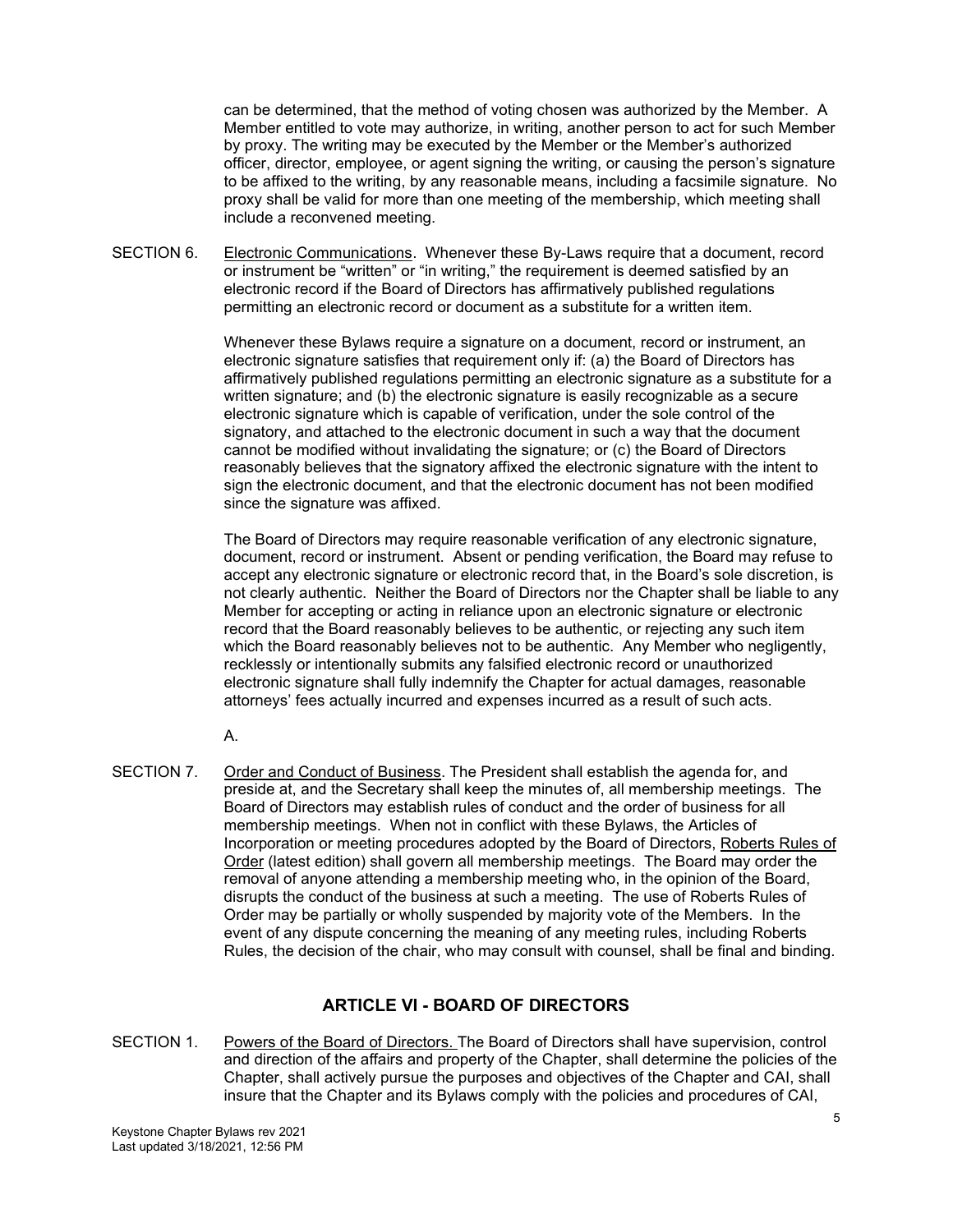can be determined, that the method of voting chosen was authorized by the Member. A Member entitled to vote may authorize, in writing, another person to act for such Member by proxy. The writing may be executed by the Member or the Member's authorized officer, director, employee, or agent signing the writing, or causing the person's signature to be affixed to the writing, by any reasonable means, including a facsimile signature. No proxy shall be valid for more than one meeting of the membership, which meeting shall include a reconvened meeting.

SECTION 6. Electronic Communications. Whenever these By-Laws require that a document, record or instrument be "written" or "in writing," the requirement is deemed satisfied by an electronic record if the Board of Directors has affirmatively published regulations permitting an electronic record or document as a substitute for a written item.

Whenever these Bylaws require a signature on a document, record or instrument, an electronic signature satisfies that requirement only if: (a) the Board of Directors has affirmatively published regulations permitting an electronic signature as a substitute for a written signature; and (b) the electronic signature is easily recognizable as a secure electronic signature which is capable of verification, under the sole control of the signatory, and attached to the electronic document in such a way that the document cannot be modified without invalidating the signature; or (c) the Board of Directors reasonably believes that the signatory affixed the electronic signature with the intent to sign the electronic document, and that the electronic document has not been modified since the signature was affixed.

The Board of Directors may require reasonable verification of any electronic signature, document, record or instrument. Absent or pending verification, the Board may refuse to accept any electronic signature or electronic record that, in the Board's sole discretion, is not clearly authentic. Neither the Board of Directors nor the Chapter shall be liable to any Member for accepting or acting in reliance upon an electronic signature or electronic record that the Board reasonably believes to be authentic, or rejecting any such item which the Board reasonably believes not to be authentic. Any Member who negligently, recklessly or intentionally submits any falsified electronic record or unauthorized electronic signature shall fully indemnify the Chapter for actual damages, reasonable attorneys' fees actually incurred and expenses incurred as a result of such acts.

A.

SECTION 7. Order and Conduct of Business. The President shall establish the agenda for, and preside at, and the Secretary shall keep the minutes of, all membership meetings. The Board of Directors may establish rules of conduct and the order of business for all membership meetings. When not in conflict with these Bylaws, the Articles of Incorporation or meeting procedures adopted by the Board of Directors, Roberts Rules of Order (latest edition) shall govern all membership meetings. The Board may order the removal of anyone attending a membership meeting who, in the opinion of the Board, disrupts the conduct of the business at such a meeting. The use of Roberts Rules of Order may be partially or wholly suspended by majority vote of the Members. In the event of any dispute concerning the meaning of any meeting rules, including Roberts Rules, the decision of the chair, who may consult with counsel, shall be final and binding.

## ARTICLE VI - BOARD OF DIRECTORS

SECTION 1. Powers of the Board of Directors. The Board of Directors shall have supervision, control and direction of the affairs and property of the Chapter, shall determine the policies of the Chapter, shall actively pursue the purposes and objectives of the Chapter and CAI, shall insure that the Chapter and its Bylaws comply with the policies and procedures of CAI,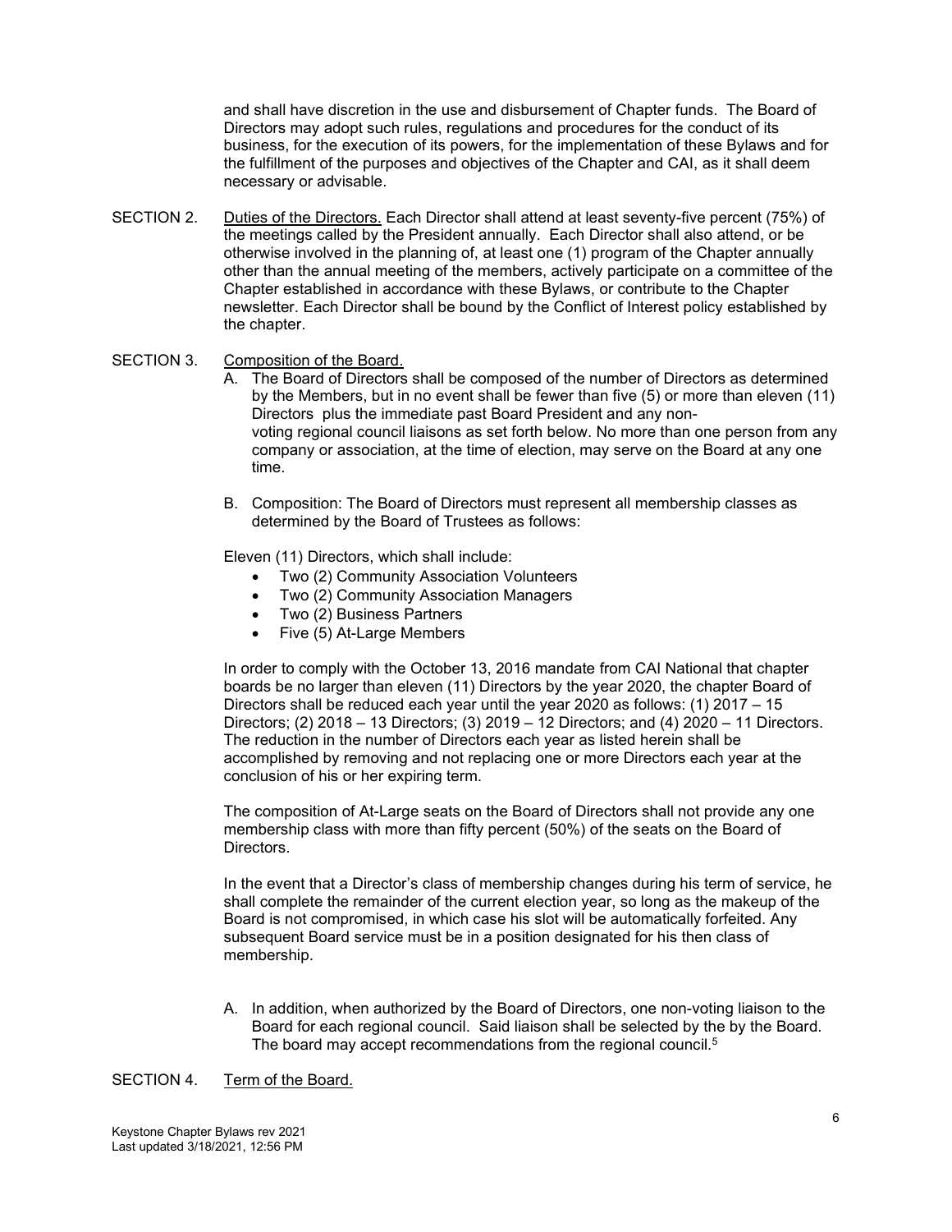and shall have discretion in the use and disbursement of Chapter funds. The Board of Directors may adopt such rules, regulations and procedures for the conduct of its business, for the execution of its powers, for the implementation of these Bylaws and for the fulfillment of the purposes and objectives of the Chapter and CAI, as it shall deem necessary or advisable.

SECTION 2. Duties of the Directors. Each Director shall attend at least seventy-five percent (75%) of the meetings called by the President annually. Each Director shall also attend, or be otherwise involved in the planning of, at least one (1) program of the Chapter annually other than the annual meeting of the members, actively participate on a committee of the Chapter established in accordance with these Bylaws, or contribute to the Chapter newsletter. Each Director shall be bound by the Conflict of Interest policy established by the chapter.

SECTION 3. Composition of the Board.

A. The Board of Directors shall be composed of the number of Directors as determined by the Members, but in no event shall be fewer than five (5) or more than eleven (11) Directors plus the immediate past Board President and any non-voting regional council liaisons as set forth below. No more than one person from any company or association, at the time of election, may serve on the Board at any one time.

B. Composition: The Board of Directors must represent all membership classes as determined by the Board of Trustees as follows:

Eleven (11) Directors, which shall include:

- Two (2) Community Association Volunteers
- Two (2) Community Association Managers
- Two (2) Business Partners
- Five (5) At-Large Members

In order to comply with the October 13, 2016 mandate from CAI National that chapter boards be no larger than eleven (11) Directors by the year 2020, the chapter Board of Directors shall be reduced each year until the year 2020 as follows: (1) 2017 – 15 Directors; (2) 2018 – 13 Directors; (3) 2019 – 12 Directors; and (4) 2020 – 11 Directors. The reduction in the number of Directors each year as listed herein shall be accomplished by removing and not replacing one or more Directors each year at the conclusion of his or her expiring term.

The composition of At-Large seats on the Board of Directors shall not provide any one membership class with more than fifty percent (50%) of the seats on the Board of Directors.

In the event that a Director's class of membership changes during his term of service, he shall complete the remainder of the current election year, so long as the makeup of the Board is not compromised, in which case his slot will be automatically forfeited. Any subsequent Board service must be in a position designated for his then class of membership.

A. In addition, when authorized by the Board of Directors, one non-voting liaison to the Board for each regional council. Said liaison shall be selected by the by the Board. The board may accept recommendations from the regional council.[5]

SECTION 4. Term of the Board.

Keystone Chapter Bylaws rev 2021
Last updated 3/18/2021, 12:56 PM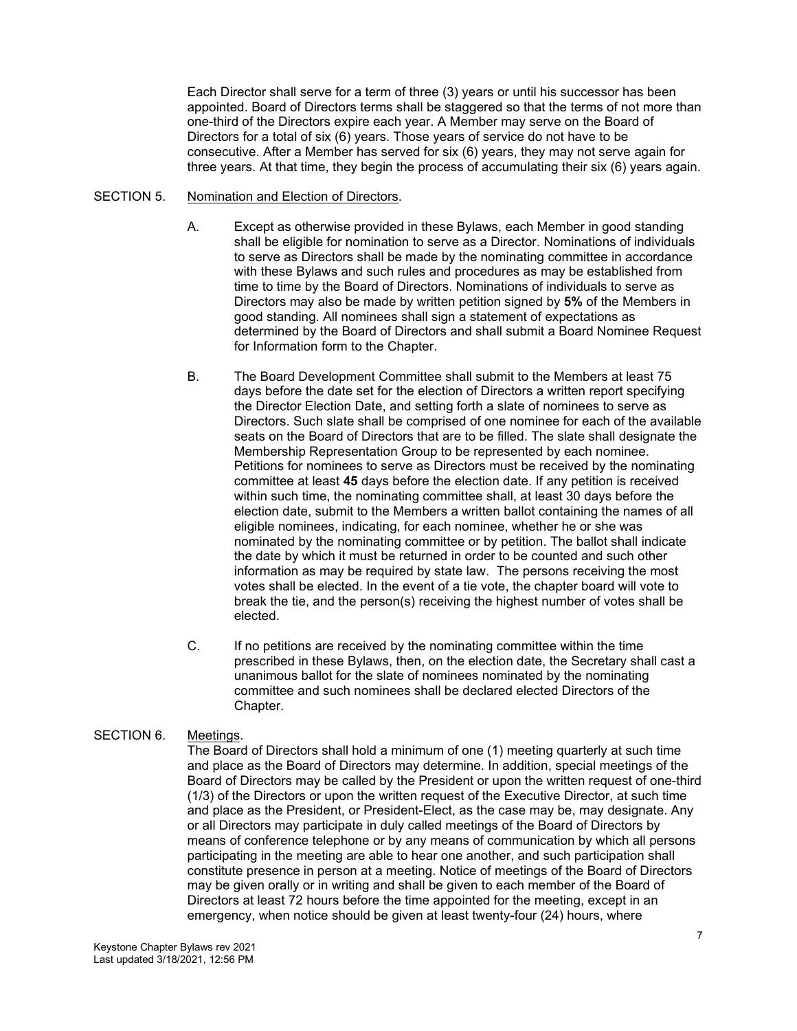Each Director shall serve for a term of three (3) years or until his successor has been appointed. Board of Directors terms shall be staggered so that the terms of not more than one-third of the Directors expire each year. A Member may serve on the Board of Directors for a total of six (6) years. Those years of service do not have to be consecutive. After a Member has served for six (6) years, they may not serve again for three years. At that time, they begin the process of accumulating their six (6) years again.

SECTION 5. Nomination and Election of Directors.

A. Except as otherwise provided in these Bylaws, each Member in good standing shall be eligible for nomination to serve as a Director. Nominations of individuals to serve as Directors shall be made by the nominating committee in accordance with these Bylaws and such rules and procedures as may be established from time to time by the Board of Directors. Nominations of individuals to serve as Directors may also be made by written petition signed by **5%** of the Members in good standing. All nominees shall sign a statement of expectations as determined by the Board of Directors and shall submit a Board Nominee Request for Information form to the Chapter.

B. The Board Development Committee shall submit to the Members at least 75 days before the date set for the election of Directors a written report specifying the Director Election Date, and setting forth a slate of nominees to serve as Directors. Such slate shall be comprised of one nominee for each of the available seats on the Board of Directors that are to be filled. The slate shall designate the Membership Representation Group to be represented by each nominee. Petitions for nominees to serve as Directors must be received by the nominating committee at least **45** days before the election date. If any petition is received within such time, the nominating committee shall, at least 30 days before the election date, submit to the Members a written ballot containing the names of all eligible nominees, indicating, for each nominee, whether he or she was nominated by the nominating committee or by petition. The ballot shall indicate the date by which it must be returned in order to be counted and such other information as may be required by state law. The persons receiving the most votes shall be elected. In the event of a tie vote, the chapter board will vote to break the tie, and the person(s) receiving the highest number of votes shall be elected.

C. If no petitions are received by the nominating committee within the time prescribed in these Bylaws, then, on the election date, the Secretary shall cast a unanimous ballot for the slate of nominees nominated by the nominating committee and such nominees shall be declared elected Directors of the Chapter.

SECTION 6. Meetings.

The Board of Directors shall hold a minimum of one (1) meeting quarterly at such time and place as the Board of Directors may determine. In addition, special meetings of the Board of Directors may be called by the President or upon the written request of one-third (1/3) of the Directors or upon the written request of the Executive Director, at such time and place as the President, or President-Elect, as the case may be, may designate. Any or all Directors may participate in duly called meetings of the Board of Directors by means of conference telephone or by any means of communication by which all persons participating in the meeting are able to hear one another, and such participation shall constitute presence in person at a meeting. Notice of meetings of the Board of Directors may be given orally or in writing and shall be given to each member of the Board of Directors at least 72 hours before the time appointed for the meeting, except in an emergency, when notice should be given at least twenty-four (24) hours, where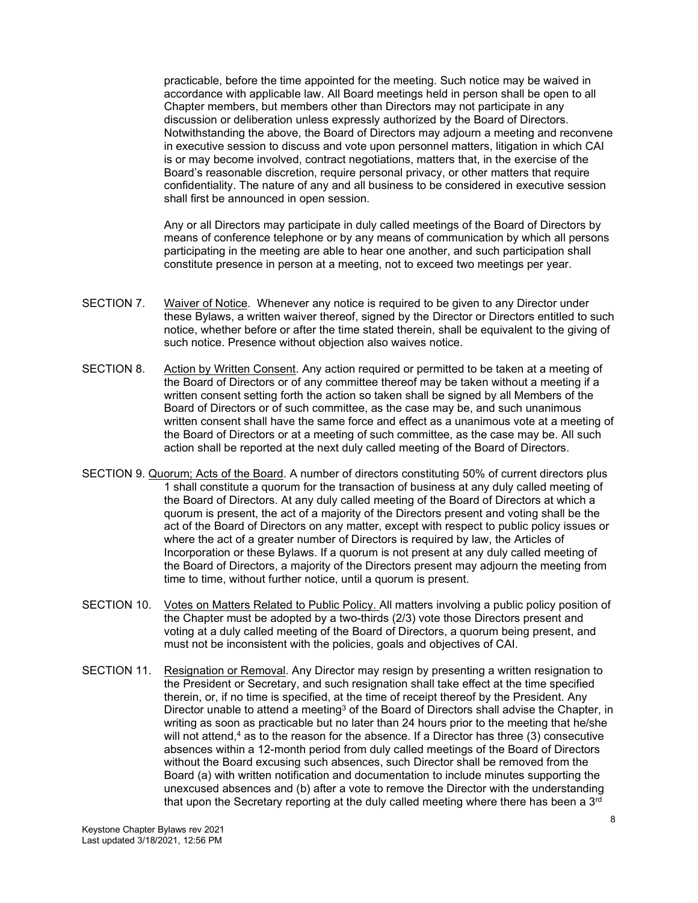practicable, before the time appointed for the meeting. Such notice may be waived in accordance with applicable law. All Board meetings held in person shall be open to all Chapter members, but members other than Directors may not participate in any discussion or deliberation unless expressly authorized by the Board of Directors. Notwithstanding the above, the Board of Directors may adjourn a meeting and reconvene in executive session to discuss and vote upon personnel matters, litigation in which CAI is or may become involved, contract negotiations, matters that, in the exercise of the Board's reasonable discretion, require personal privacy, or other matters that require confidentiality. The nature of any and all business to be considered in executive session shall first be announced in open session.

Any or all Directors may participate in duly called meetings of the Board of Directors by means of conference telephone or by any means of communication by which all persons participating in the meeting are able to hear one another, and such participation shall constitute presence in person at a meeting, not to exceed two meetings per year.

SECTION 7. Waiver of Notice. Whenever any notice is required to be given to any Director under these Bylaws, a written waiver thereof, signed by the Director or Directors entitled to such notice, whether before or after the time stated therein, shall be equivalent to the giving of such notice. Presence without objection also waives notice.

SECTION 8. Action by Written Consent. Any action required or permitted to be taken at a meeting of the Board of Directors or of any committee thereof may be taken without a meeting if a written consent setting forth the action so taken shall be signed by all Members of the Board of Directors or of such committee, as the case may be, and such unanimous written consent shall have the same force and effect as a unanimous vote at a meeting of the Board of Directors or at a meeting of such committee, as the case may be. All such action shall be reported at the next duly called meeting of the Board of Directors.

SECTION 9. Quorum; Acts of the Board. A number of directors constituting 50% of current directors plus 1 shall constitute a quorum for the transaction of business at any duly called meeting of the Board of Directors. At any duly called meeting of the Board of Directors at which a quorum is present, the act of a majority of the Directors present and voting shall be the act of the Board of Directors on any matter, except with respect to public policy issues or where the act of a greater number of Directors is required by law, the Articles of Incorporation or these Bylaws. If a quorum is not present at any duly called meeting of the Board of Directors, a majority of the Directors present may adjourn the meeting from time to time, without further notice, until a quorum is present.

SECTION 10. Votes on Matters Related to Public Policy. All matters involving a public policy position of the Chapter must be adopted by a two-thirds (2/3) vote those Directors present and voting at a duly called meeting of the Board of Directors, a quorum being present, and must not be inconsistent with the policies, goals and objectives of CAI.

SECTION 11. Resignation or Removal. Any Director may resign by presenting a written resignation to the President or Secretary, and such resignation shall take effect at the time specified therein, or, if no time is specified, at the time of receipt thereof by the President. Any Director unable to attend a meeting[3] of the Board of Directors shall advise the Chapter, in writing as soon as practicable but no later than 24 hours prior to the meeting that he/she will not attend,[4] as to the reason for the absence. If a Director has three (3) consecutive absences within a 12-month period from duly called meetings of the Board of Directors without the Board excusing such absences, such Director shall be removed from the Board (a) with written notification and documentation to include minutes supporting the unexcused absences and (b) after a vote to remove the Director with the understanding that upon the Secretary reporting at the duly called meeting where there has been a 3rd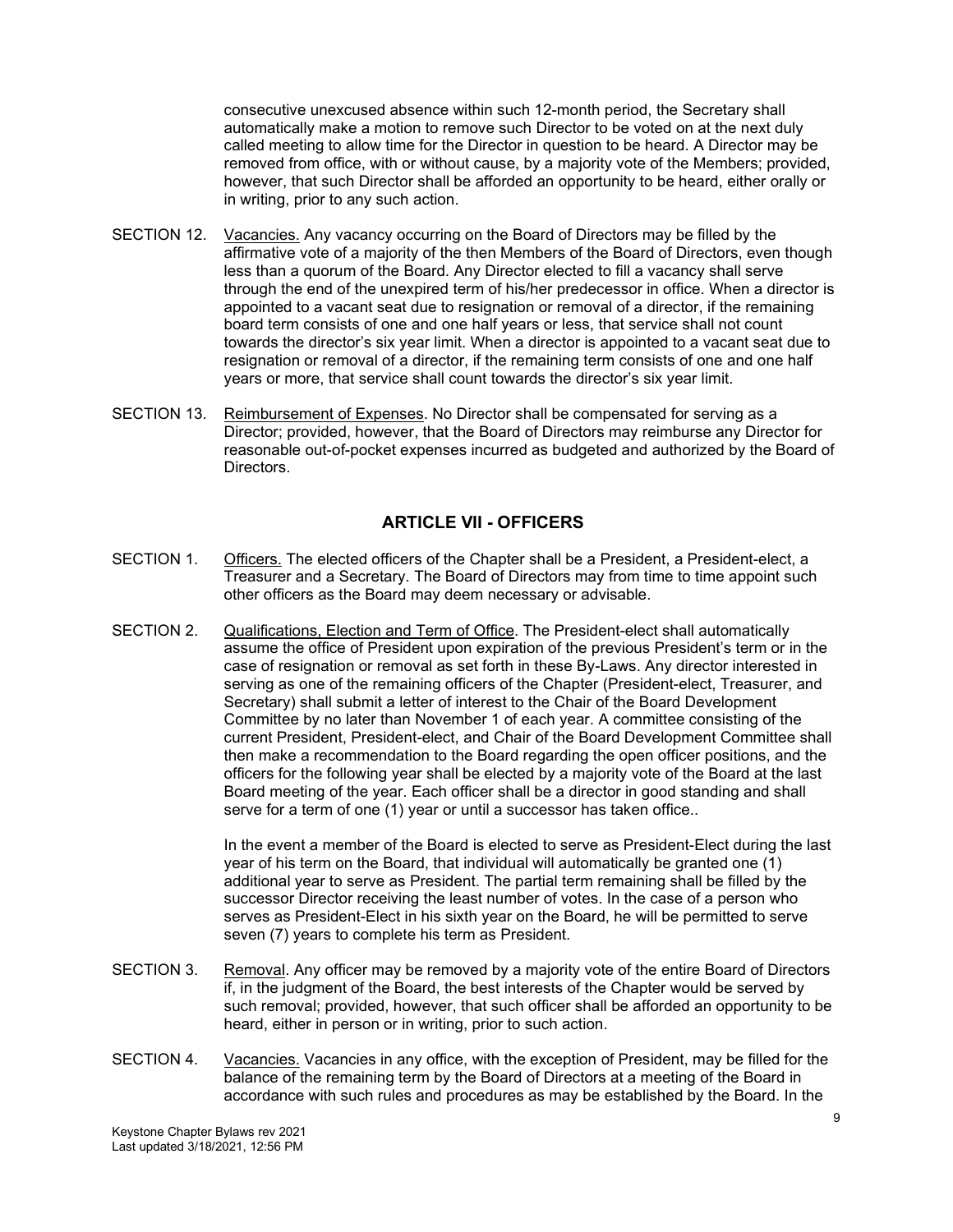consecutive unexcused absence within such 12-month period, the Secretary shall automatically make a motion to remove such Director to be voted on at the next duly called meeting to allow time for the Director in question to be heard. A Director may be removed from office, with or without cause, by a majority vote of the Members; provided, however, that such Director shall be afforded an opportunity to be heard, either orally or in writing, prior to any such action.

SECTION 12. Vacancies. Any vacancy occurring on the Board of Directors may be filled by the affirmative vote of a majority of the then Members of the Board of Directors, even though less than a quorum of the Board. Any Director elected to fill a vacancy shall serve through the end of the unexpired term of his/her predecessor in office. When a director is appointed to a vacant seat due to resignation or removal of a director, if the remaining board term consists of one and one half years or less, that service shall not count towards the director's six year limit. When a director is appointed to a vacant seat due to resignation or removal of a director, if the remaining term consists of one and one half years or more, that service shall count towards the director's six year limit.

SECTION 13. Reimbursement of Expenses. No Director shall be compensated for serving as a Director; provided, however, that the Board of Directors may reimburse any Director for reasonable out-of-pocket expenses incurred as budgeted and authorized by the Board of Directors.

## ARTICLE VII - OFFICERS

SECTION 1. Officers. The elected officers of the Chapter shall be a President, a President-elect, a Treasurer and a Secretary. The Board of Directors may from time to time appoint such other officers as the Board may deem necessary or advisable.

SECTION 2. Qualifications, Election and Term of Office. The President-elect shall automatically assume the office of President upon expiration of the previous President's term or in the case of resignation or removal as set forth in these By-Laws. Any director interested in serving as one of the remaining officers of the Chapter (President-elect, Treasurer, and Secretary) shall submit a letter of interest to the Chair of the Board Development Committee by no later than November 1 of each year. A committee consisting of the current President, President-elect, and Chair of the Board Development Committee shall then make a recommendation to the Board regarding the open officer positions, and the officers for the following year shall be elected by a majority vote of the Board at the last Board meeting of the year. Each officer shall be a director in good standing and shall serve for a term of one (1) year or until a successor has taken office..

In the event a member of the Board is elected to serve as President-Elect during the last year of his term on the Board, that individual will automatically be granted one (1) additional year to serve as President. The partial term remaining shall be filled by the successor Director receiving the least number of votes. In the case of a person who serves as President-Elect in his sixth year on the Board, he will be permitted to serve seven (7) years to complete his term as President.

SECTION 3. Removal. Any officer may be removed by a majority vote of the entire Board of Directors if, in the judgment of the Board, the best interests of the Chapter would be served by such removal; provided, however, that such officer shall be afforded an opportunity to be heard, either in person or in writing, prior to such action.

SECTION 4. Vacancies. Vacancies in any office, with the exception of President, may be filled for the balance of the remaining term by the Board of Directors at a meeting of the Board in accordance with such rules and procedures as may be established by the Board. In the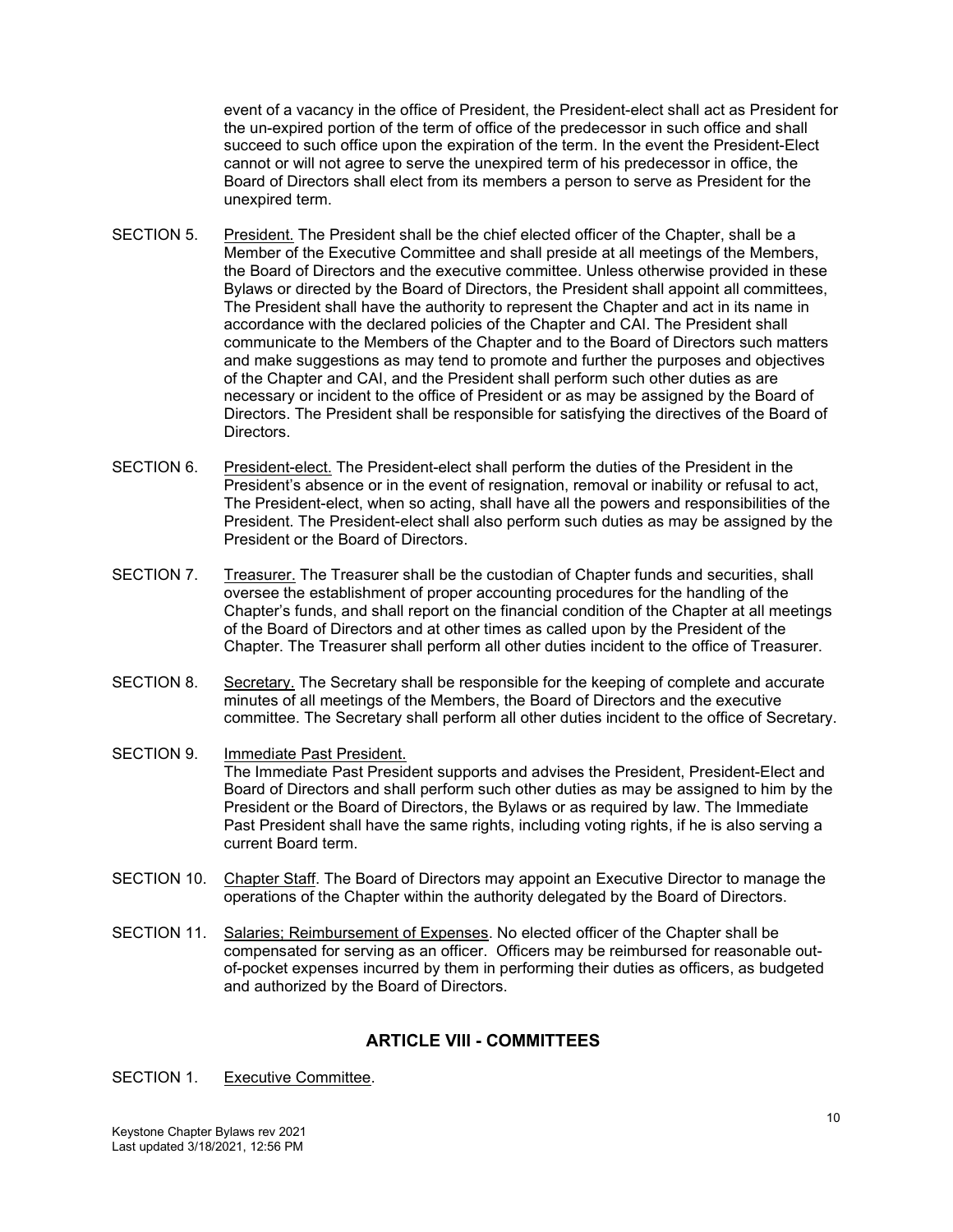event of a vacancy in the office of President, the President-elect shall act as President for the un-expired portion of the term of office of the predecessor in such office and shall succeed to such office upon the expiration of the term. In the event the President-Elect cannot or will not agree to serve the unexpired term of his predecessor in office, the Board of Directors shall elect from its members a person to serve as President for the unexpired term.

SECTION 5. President. The President shall be the chief elected officer of the Chapter, shall be a Member of the Executive Committee and shall preside at all meetings of the Members, the Board of Directors and the executive committee. Unless otherwise provided in these Bylaws or directed by the Board of Directors, the President shall appoint all committees, The President shall have the authority to represent the Chapter and act in its name in accordance with the declared policies of the Chapter and CAI. The President shall communicate to the Members of the Chapter and to the Board of Directors such matters and make suggestions as may tend to promote and further the purposes and objectives of the Chapter and CAI, and the President shall perform such other duties as are necessary or incident to the office of President or as may be assigned by the Board of Directors. The President shall be responsible for satisfying the directives of the Board of Directors.

SECTION 6. President-elect. The President-elect shall perform the duties of the President in the President's absence or in the event of resignation, removal or inability or refusal to act, The President-elect, when so acting, shall have all the powers and responsibilities of the President. The President-elect shall also perform such duties as may be assigned by the President or the Board of Directors.

SECTION 7. Treasurer. The Treasurer shall be the custodian of Chapter funds and securities, shall oversee the establishment of proper accounting procedures for the handling of the Chapter's funds, and shall report on the financial condition of the Chapter at all meetings of the Board of Directors and at other times as called upon by the President of the Chapter. The Treasurer shall perform all other duties incident to the office of Treasurer.

SECTION 8. Secretary. The Secretary shall be responsible for the keeping of complete and accurate minutes of all meetings of the Members, the Board of Directors and the executive committee. The Secretary shall perform all other duties incident to the office of Secretary.

SECTION 9. Immediate Past President.
The Immediate Past President supports and advises the President, President-Elect and Board of Directors and shall perform such other duties as may be assigned to him by the President or the Board of Directors, the Bylaws or as required by law. The Immediate Past President shall have the same rights, including voting rights, if he is also serving a current Board term.

SECTION 10. Chapter Staff. The Board of Directors may appoint an Executive Director to manage the operations of the Chapter within the authority delegated by the Board of Directors.

SECTION 11. Salaries; Reimbursement of Expenses. No elected officer of the Chapter shall be compensated for serving as an officer. Officers may be reimbursed for reasonable out-of-pocket expenses incurred by them in performing their duties as officers, as budgeted and authorized by the Board of Directors.

## ARTICLE VIII - COMMITTEES

SECTION 1. Executive Committee.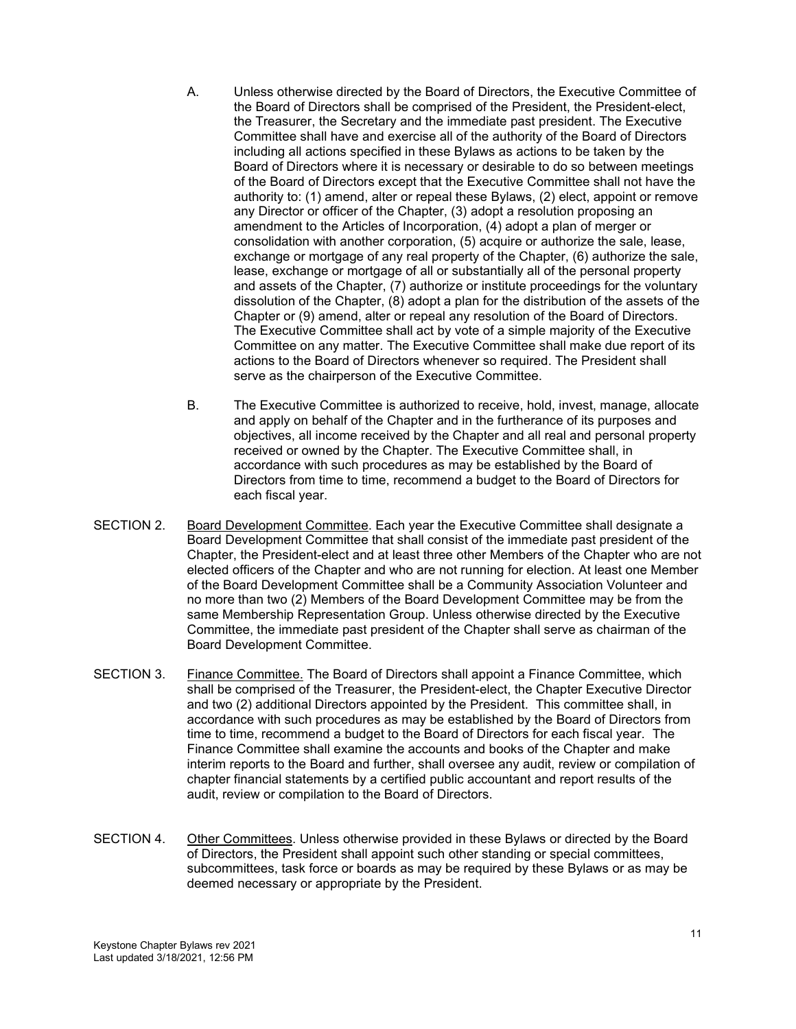A. Unless otherwise directed by the Board of Directors, the Executive Committee of the Board of Directors shall be comprised of the President, the President-elect, the Treasurer, the Secretary and the immediate past president. The Executive Committee shall have and exercise all of the authority of the Board of Directors including all actions specified in these Bylaws as actions to be taken by the Board of Directors where it is necessary or desirable to do so between meetings of the Board of Directors except that the Executive Committee shall not have the authority to: (1) amend, alter or repeal these Bylaws, (2) elect, appoint or remove any Director or officer of the Chapter, (3) adopt a resolution proposing an amendment to the Articles of Incorporation, (4) adopt a plan of merger or consolidation with another corporation, (5) acquire or authorize the sale, lease, exchange or mortgage of any real property of the Chapter, (6) authorize the sale, lease, exchange or mortgage of all or substantially all of the personal property and assets of the Chapter, (7) authorize or institute proceedings for the voluntary dissolution of the Chapter, (8) adopt a plan for the distribution of the assets of the Chapter or (9) amend, alter or repeal any resolution of the Board of Directors. The Executive Committee shall act by vote of a simple majority of the Executive Committee on any matter. The Executive Committee shall make due report of its actions to the Board of Directors whenever so required. The President shall serve as the chairperson of the Executive Committee.

B. The Executive Committee is authorized to receive, hold, invest, manage, allocate and apply on behalf of the Chapter and in the furtherance of its purposes and objectives, all income received by the Chapter and all real and personal property received or owned by the Chapter. The Executive Committee shall, in accordance with such procedures as may be established by the Board of Directors from time to time, recommend a budget to the Board of Directors for each fiscal year.

SECTION 2. Board Development Committee. Each year the Executive Committee shall designate a Board Development Committee that shall consist of the immediate past president of the Chapter, the President-elect and at least three other Members of the Chapter who are not elected officers of the Chapter and who are not running for election. At least one Member of the Board Development Committee shall be a Community Association Volunteer and no more than two (2) Members of the Board Development Committee may be from the same Membership Representation Group. Unless otherwise directed by the Executive Committee, the immediate past president of the Chapter shall serve as chairman of the Board Development Committee.

SECTION 3. Finance Committee. The Board of Directors shall appoint a Finance Committee, which shall be comprised of the Treasurer, the President-elect, the Chapter Executive Director and two (2) additional Directors appointed by the President. This committee shall, in accordance with such procedures as may be established by the Board of Directors from time to time, recommend a budget to the Board of Directors for each fiscal year. The Finance Committee shall examine the accounts and books of the Chapter and make interim reports to the Board and further, shall oversee any audit, review or compilation of chapter financial statements by a certified public accountant and report results of the audit, review or compilation to the Board of Directors.

SECTION 4. Other Committees. Unless otherwise provided in these Bylaws or directed by the Board of Directors, the President shall appoint such other standing or special committees, subcommittees, task force or boards as may be required by these Bylaws or as may be deemed necessary or appropriate by the President.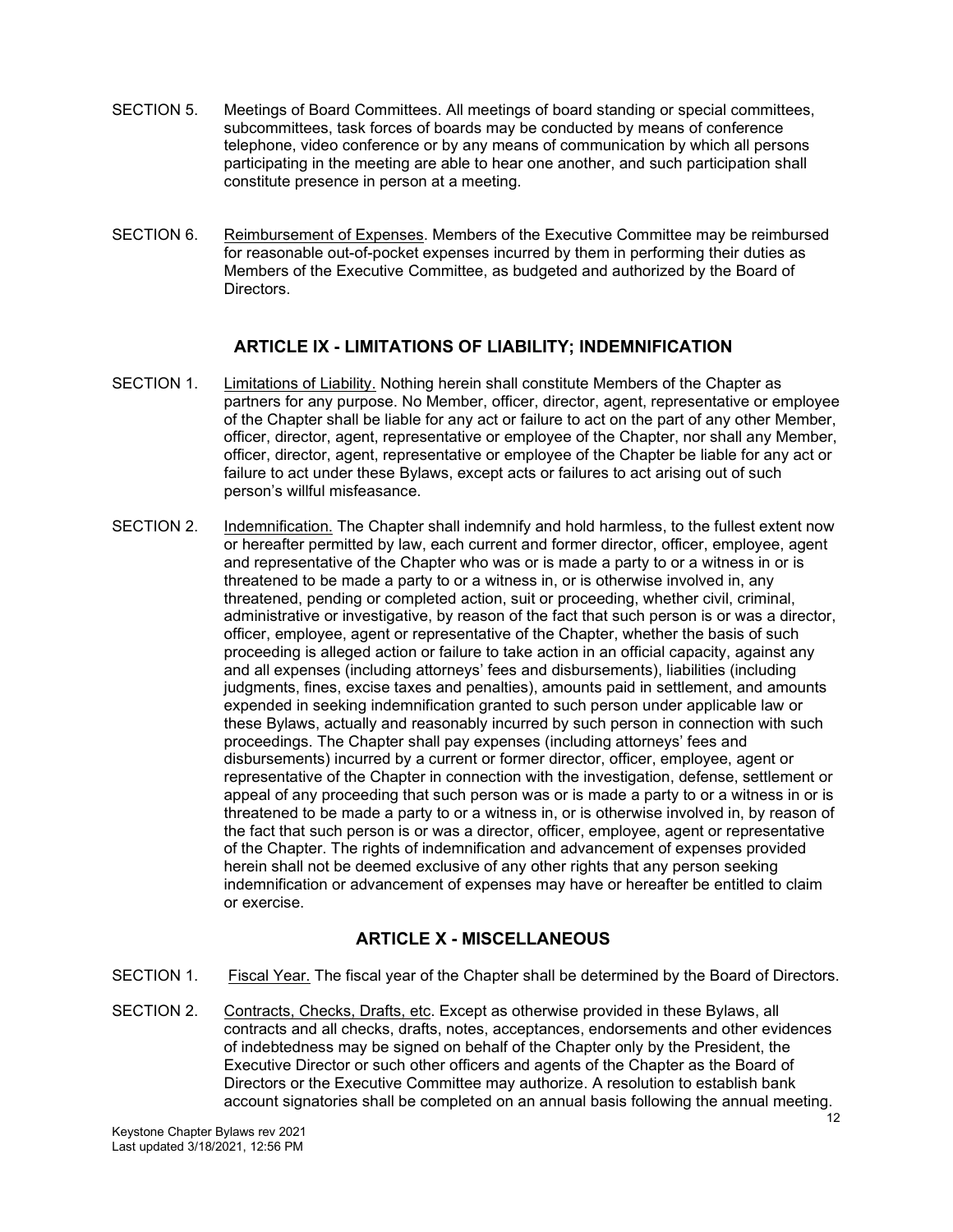SECTION 5. Meetings of Board Committees. All meetings of board standing or special committees, subcommittees, task forces of boards may be conducted by means of conference telephone, video conference or by any means of communication by which all persons participating in the meeting are able to hear one another, and such participation shall constitute presence in person at a meeting.

SECTION 6. Reimbursement of Expenses. Members of the Executive Committee may be reimbursed for reasonable out-of-pocket expenses incurred by them in performing their duties as Members of the Executive Committee, as budgeted and authorized by the Board of Directors.

## ARTICLE IX - LIMITATIONS OF LIABILITY; INDEMNIFICATION

SECTION 1. Limitations of Liability. Nothing herein shall constitute Members of the Chapter as partners for any purpose. No Member, officer, director, agent, representative or employee of the Chapter shall be liable for any act or failure to act on the part of any other Member, officer, director, agent, representative or employee of the Chapter, nor shall any Member, officer, director, agent, representative or employee of the Chapter be liable for any act or failure to act under these Bylaws, except acts or failures to act arising out of such person's willful misfeasance.

SECTION 2. Indemnification. The Chapter shall indemnify and hold harmless, to the fullest extent now or hereafter permitted by law, each current and former director, officer, employee, agent and representative of the Chapter who was or is made a party to or a witness in or is threatened to be made a party to or a witness in, or is otherwise involved in, any threatened, pending or completed action, suit or proceeding, whether civil, criminal, administrative or investigative, by reason of the fact that such person is or was a director, officer, employee, agent or representative of the Chapter, whether the basis of such proceeding is alleged action or failure to take action in an official capacity, against any and all expenses (including attorneys' fees and disbursements), liabilities (including judgments, fines, excise taxes and penalties), amounts paid in settlement, and amounts expended in seeking indemnification granted to such person under applicable law or these Bylaws, actually and reasonably incurred by such person in connection with such proceedings. The Chapter shall pay expenses (including attorneys' fees and disbursements) incurred by a current or former director, officer, employee, agent or representative of the Chapter in connection with the investigation, defense, settlement or appeal of any proceeding that such person was or is made a party to or a witness in or is threatened to be made a party to or a witness in, or is otherwise involved in, by reason of the fact that such person is or was a director, officer, employee, agent or representative of the Chapter. The rights of indemnification and advancement of expenses provided herein shall not be deemed exclusive of any other rights that any person seeking indemnification or advancement of expenses may have or hereafter be entitled to claim or exercise.

## ARTICLE X - MISCELLANEOUS

SECTION 1. Fiscal Year. The fiscal year of the Chapter shall be determined by the Board of Directors.

SECTION 2. Contracts, Checks, Drafts, etc. Except as otherwise provided in these Bylaws, all contracts and all checks, drafts, notes, acceptances, endorsements and other evidences of indebtedness may be signed on behalf of the Chapter only by the President, the Executive Director or such other officers and agents of the Chapter as the Board of Directors or the Executive Committee may authorize. A resolution to establish bank account signatories shall be completed on an annual basis following the annual meeting.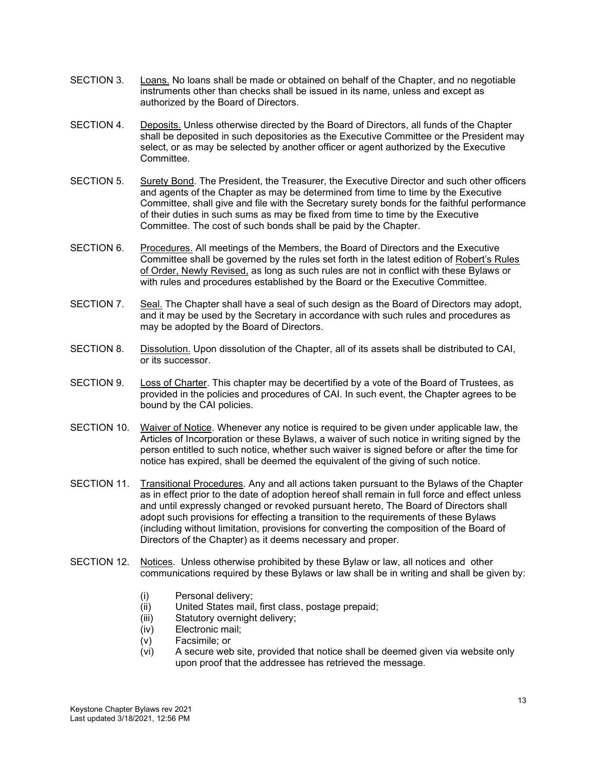SECTION 3. Loans. No loans shall be made or obtained on behalf of the Chapter, and no negotiable instruments other than checks shall be issued in its name, unless and except as authorized by the Board of Directors.

SECTION 4. Deposits. Unless otherwise directed by the Board of Directors, all funds of the Chapter shall be deposited in such depositories as the Executive Committee or the President may select, or as may be selected by another officer or agent authorized by the Executive Committee.

SECTION 5. Surety Bond. The President, the Treasurer, the Executive Director and such other officers and agents of the Chapter as may be determined from time to time by the Executive Committee, shall give and file with the Secretary surety bonds for the faithful performance of their duties in such sums as may be fixed from time to time by the Executive Committee. The cost of such bonds shall be paid by the Chapter.

SECTION 6. Procedures. All meetings of the Members, the Board of Directors and the Executive Committee shall be governed by the rules set forth in the latest edition of Robert's Rules of Order, Newly Revised, as long as such rules are not in conflict with these Bylaws or with rules and procedures established by the Board or the Executive Committee.

SECTION 7. Seal. The Chapter shall have a seal of such design as the Board of Directors may adopt, and it may be used by the Secretary in accordance with such rules and procedures as may be adopted by the Board of Directors.

SECTION 8. Dissolution. Upon dissolution of the Chapter, all of its assets shall be distributed to CAI, or its successor.

SECTION 9. Loss of Charter. This chapter may be decertified by a vote of the Board of Trustees, as provided in the policies and procedures of CAI. In such event, the Chapter agrees to be bound by the CAI policies.

SECTION 10. Waiver of Notice. Whenever any notice is required to be given under applicable law, the Articles of Incorporation or these Bylaws, a waiver of such notice in writing signed by the person entitled to such notice, whether such waiver is signed before or after the time for notice has expired, shall be deemed the equivalent of the giving of such notice.

SECTION 11. Transitional Procedures. Any and all actions taken pursuant to the Bylaws of the Chapter as in effect prior to the date of adoption hereof shall remain in full force and effect unless and until expressly changed or revoked pursuant hereto, The Board of Directors shall adopt such provisions for effecting a transition to the requirements of these Bylaws (including without limitation, provisions for converting the composition of the Board of Directors of the Chapter) as it deems necessary and proper.

SECTION 12. Notices. Unless otherwise prohibited by these Bylaw or law, all notices and other communications required by these Bylaws or law shall be in writing and shall be given by:

(i) Personal delivery;
(ii) United States mail, first class, postage prepaid;
(iii) Statutory overnight delivery;
(iv) Electronic mail;
(v) Facsimile; or
(vi) A secure web site, provided that notice shall be deemed given via website only upon proof that the addressee has retrieved the message.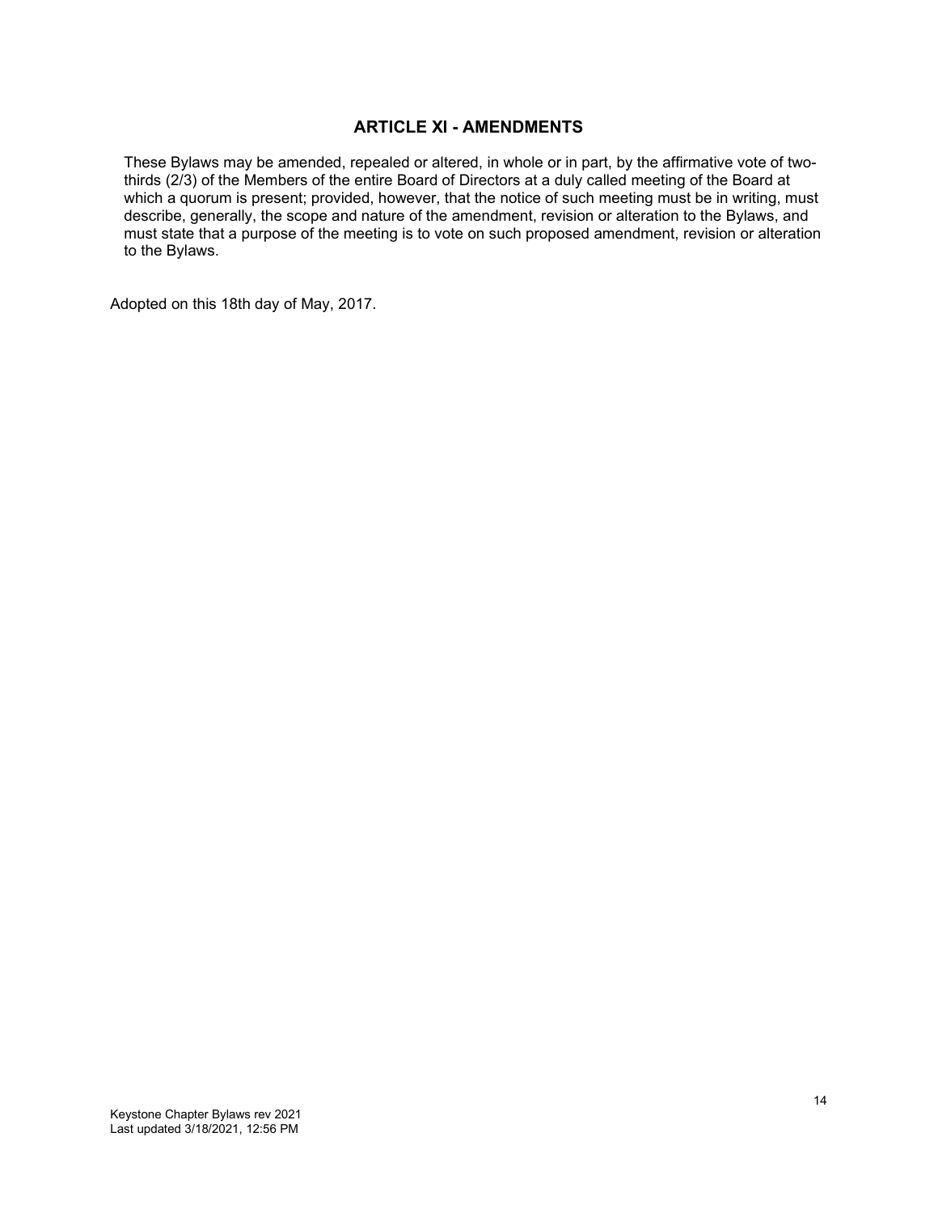## ARTICLE XI - AMENDMENTS

These Bylaws may be amended, repealed or altered, in whole or in part, by the affirmative vote of two-thirds (2/3) of the Members of the entire Board of Directors at a duly called meeting of the Board at which a quorum is present; provided, however, that the notice of such meeting must be in writing, must describe, generally, the scope and nature of the amendment, revision or alteration to the Bylaws, and must state that a purpose of the meeting is to vote on such proposed amendment, revision or alteration to the Bylaws.

Adopted on this 18th day of May, 2017.